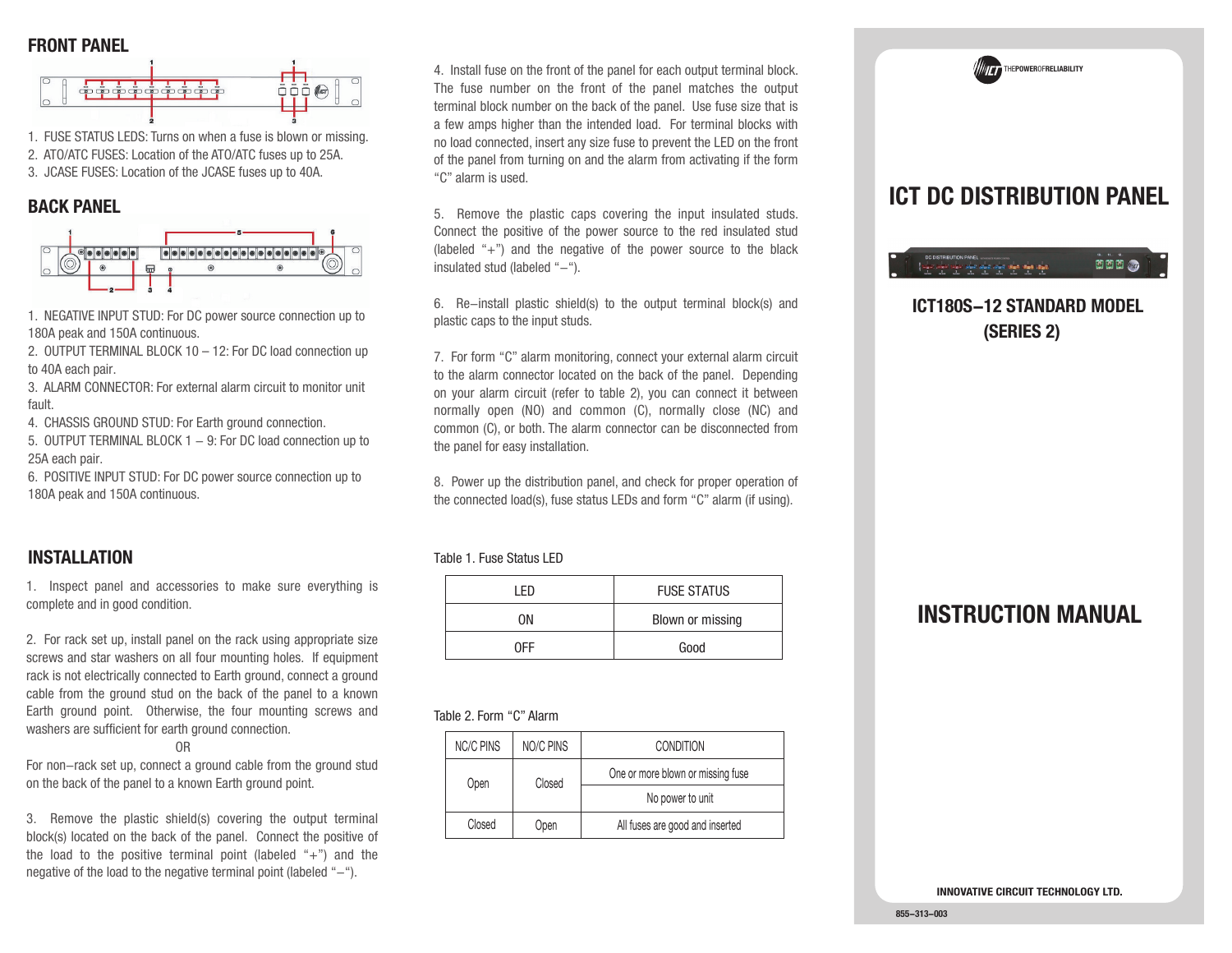## FRONT PANEL

1. FUSE STATUS LEDS: Turns on when a fuse is blown or missing.
2. ATO/ATC FUSES: Location of the ATO/ATC fuses up to 25A.
3. JCASE FUSES: Location of the JCASE fuses up to 40A.

## BACK PANEL

1. NEGATIVE INPUT STUD: For DC power source connection up to 180A peak and 150A continuous.
2. OUTPUT TERMINAL BLOCK 10 – 12: For DC load connection up to 40A each pair.
3. ALARM CONNECTOR: For external alarm circuit to monitor unit fault.
4. CHASSIS GROUND STUD: For Earth ground connection.
5. OUTPUT TERMINAL BLOCK 1 – 9: For DC load connection up to 25A each pair.
6. POSITIVE INPUT STUD: For DC power source connection up to 180A peak and 150A continuous.

## INSTALLATION

1. Inspect panel and accessories to make sure everything is complete and in good condition.

2. For rack set up, install panel on the rack using appropriate size screws and star washers on all four mounting holes. If equipment rack is not electrically connected to Earth ground, connect a ground cable from the ground stud on the back of the panel to a known Earth ground point. Otherwise, the four mounting screws and washers are sufficient for earth ground connection.

OR

For non–rack set up, connect a ground cable from the ground stud on the back of the panel to a known Earth ground point.

3. Remove the plastic shield(s) covering the output terminal block(s) located on the back of the panel. Connect the positive of the load to the positive terminal point (labeled "+") and the negative of the load to the negative terminal point (labeled "–").

4. Install fuse on the front of the panel for each output terminal block. The fuse number on the front of the panel matches the output terminal block number on the back of the panel. Use fuse size that is a few amps higher than the intended load. For terminal blocks with no load connected, insert any size fuse to prevent the LED on the front of the panel from turning on and the alarm from activating if the form "C" alarm is used.

5. Remove the plastic caps covering the input insulated studs. Connect the positive of the power source to the red insulated stud (labeled "+") and the negative of the power source to the black insulated stud (labeled "–").

6. Re–install plastic shield(s) to the output terminal block(s) and plastic caps to the input studs.

7. For form "C" alarm monitoring, connect your external alarm circuit to the alarm connector located on the back of the panel. Depending on your alarm circuit (refer to table 2), you can connect it between normally open (NO) and common (C), normally close (NC) and common (C), or both. The alarm connector can be disconnected from the panel for easy installation.

8. Power up the distribution panel, and check for proper operation of the connected load(s), fuse status LEDs and form "C" alarm (if using).

Table 1. Fuse Status LED

| LED | FUSE STATUS |
|---|---|
| ON | Blown or missing |
| OFF | Good |

Table 2. Form "C" Alarm

| NC/C PINS | NO/C PINS | CONDITION |
|---|---|---|
| Open | Closed | One or more blown or missing fuse |
| | | No power to unit |
| Closed | Open | All fuses are good and inserted |

THEPOWEROFRELIABILITY

# ICT DC DISTRIBUTION PANEL

### ICT180S–12 STANDARD MODEL (SERIES 2)

# INSTRUCTION MANUAL

**INNOVATIVE CIRCUIT TECHNOLOGY LTD.**

855–313–003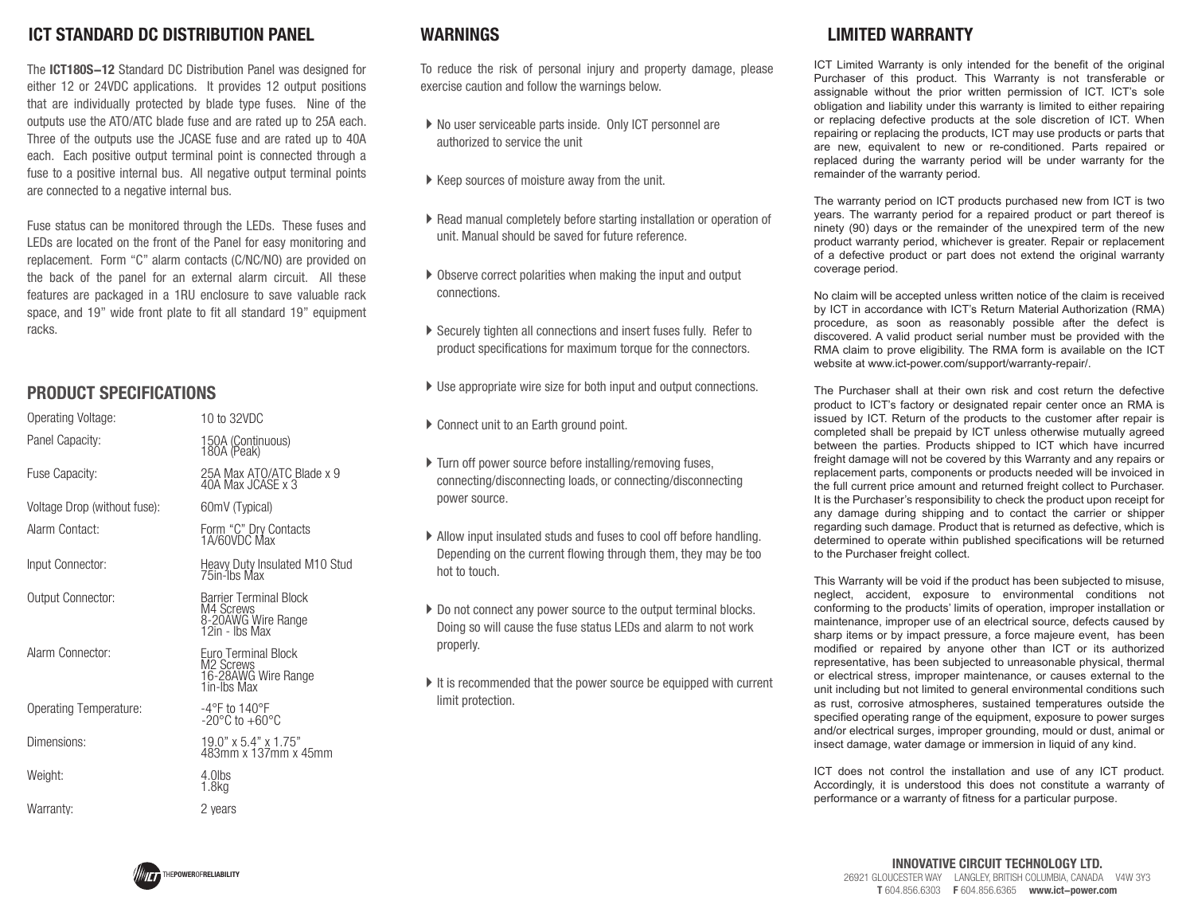## ICT STANDARD DC DISTRIBUTION PANEL

The **ICT180S–12** Standard DC Distribution Panel was designed for either 12 or 24VDC applications. It provides 12 output positions that are individually protected by blade type fuses. Nine of the outputs use the ATO/ATC blade fuse and are rated up to 25A each. Three of the outputs use the JCASE fuse and are rated up to 40A each. Each positive output terminal point is connected through a fuse to a positive internal bus. All negative output terminal points are connected to a negative internal bus.

Fuse status can be monitored through the LEDs. These fuses and LEDs are located on the front of the Panel for easy monitoring and replacement. Form "C" alarm contacts (C/NC/NO) are provided on the back of the panel for an external alarm circuit. All these features are packaged in a 1RU enclosure to save valuable rack space, and 19" wide front plate to fit all standard 19" equipment racks.

## PRODUCT SPECIFICATIONS

| | |
|---|---|
| Operating Voltage: | 10 to 32VDC |
| Panel Capacity: | 150A (Continuous)<br>180A (Peak) |
| Fuse Capacity: | 25A Max ATO/ATC Blade x 9<br>40A Max JCASE x 3 |
| Voltage Drop (without fuse): | 60mV (Typical) |
| Alarm Contact: | Form "C" Dry Contacts<br>1A/60VDC Max |
| Input Connector: | Heavy Duty Insulated M10 Stud<br>75in-lbs Max |
| Output Connector: | Barrier Terminal Block<br>M4 Screws<br>8-20AWG Wire Range<br>12in - lbs Max |
| Alarm Connector: | Euro Terminal Block<br>M2 Screws<br>16-28AWG Wire Range<br>1in-lbs Max |
| Operating Temperature: | -4°F to 140°F<br>-20°C to +60°C |
| Dimensions: | 19.0" x 5.4" x 1.75"<br>483mm x 137mm x 45mm |
| Weight: | 4.0lbs<br>1.8kg |
| Warranty: | 2 years |

## WARNINGS

To reduce the risk of personal injury and property damage, please exercise caution and follow the warnings below.

- No user serviceable parts inside. Only ICT personnel are authorized to service the unit
- Keep sources of moisture away from the unit.
- Read manual completely before starting installation or operation of unit. Manual should be saved for future reference.
- Observe correct polarities when making the input and output connections.
- Securely tighten all connections and insert fuses fully. Refer to product specifications for maximum torque for the connectors.
- Use appropriate wire size for both input and output connections.
- Connect unit to an Earth ground point.
- Turn off power source before installing/removing fuses, connecting/disconnecting loads, or connecting/disconnecting power source.
- Allow input insulated studs and fuses to cool off before handling. Depending on the current flowing through them, they may be too hot to touch.
- Do not connect any power source to the output terminal blocks. Doing so will cause the fuse status LEDs and alarm to not work properly.
- It is recommended that the power source be equipped with current limit protection.

## LIMITED WARRANTY

ICT Limited Warranty is only intended for the benefit of the original Purchaser of this product. This Warranty is not transferable or assignable without the prior written permission of ICT. ICT's sole obligation and liability under this warranty is limited to either repairing or replacing defective products at the sole discretion of ICT. When repairing or replacing the products, ICT may use products or parts that are new, equivalent to new or re-conditioned. Parts repaired or replaced during the warranty period will be under warranty for the remainder of the warranty period.

The warranty period on ICT products purchased new from ICT is two years. The warranty period for a repaired product or part thereof is ninety (90) days or the remainder of the unexpired term of the new product warranty period, whichever is greater. Repair or replacement of a defective product or part does not extend the original warranty coverage period.

No claim will be accepted unless written notice of the claim is received by ICT in accordance with ICT's Return Material Authorization (RMA) procedure, as soon as reasonably possible after the defect is discovered. A valid product serial number must be provided with the RMA claim to prove eligibility. The RMA form is available on the ICT website at www.ict-power.com/support/warranty-repair/.

The Purchaser shall at their own risk and cost return the defective product to ICT's factory or designated repair center once an RMA is issued by ICT. Return of the products to the customer after repair is completed shall be prepaid by ICT unless otherwise mutually agreed between the parties. Products shipped to ICT which have incurred freight damage will not be covered by this Warranty and any repairs or replacement parts, components or products needed will be invoiced in the full current price amount and returned freight collect to Purchaser. It is the Purchaser's responsibility to check the product upon receipt for any damage during shipping and to contact the carrier or shipper regarding such damage. Product that is returned as defective, which is determined to operate within published specifications will be returned to the Purchaser freight collect.

This Warranty will be void if the product has been subjected to misuse, neglect, accident, exposure to environmental conditions not conforming to the products' limits of operation, improper installation or maintenance, improper use of an electrical source, defects caused by sharp items or by impact pressure, a force majeure event, has been modified or repaired by anyone other than ICT or its authorized representative, has been subjected to unreasonable physical, thermal or electrical stress, improper maintenance, or causes external to the unit including but not limited to general environmental conditions such as rust, corrosive atmospheres, sustained temperatures outside the specified operating range of the equipment, exposure to power surges and/or electrical surges, improper grounding, mould or dust, animal or insect damage, water damage or immersion in liquid of any kind.

ICT does not control the installation and use of any ICT product. Accordingly, it is understood this does not constitute a warranty of performance or a warranty of fitness for a particular purpose.

ICT THE POWER OF RELIABILITY

**INNOVATIVE CIRCUIT TECHNOLOGY LTD.**
26921 GLOUCESTER WAY LANGLEY, BRITISH COLUMBIA, CANADA V4W 3Y3
**T** 604.856.6303 **F** 604.856.6365 **www.ict–power.com**